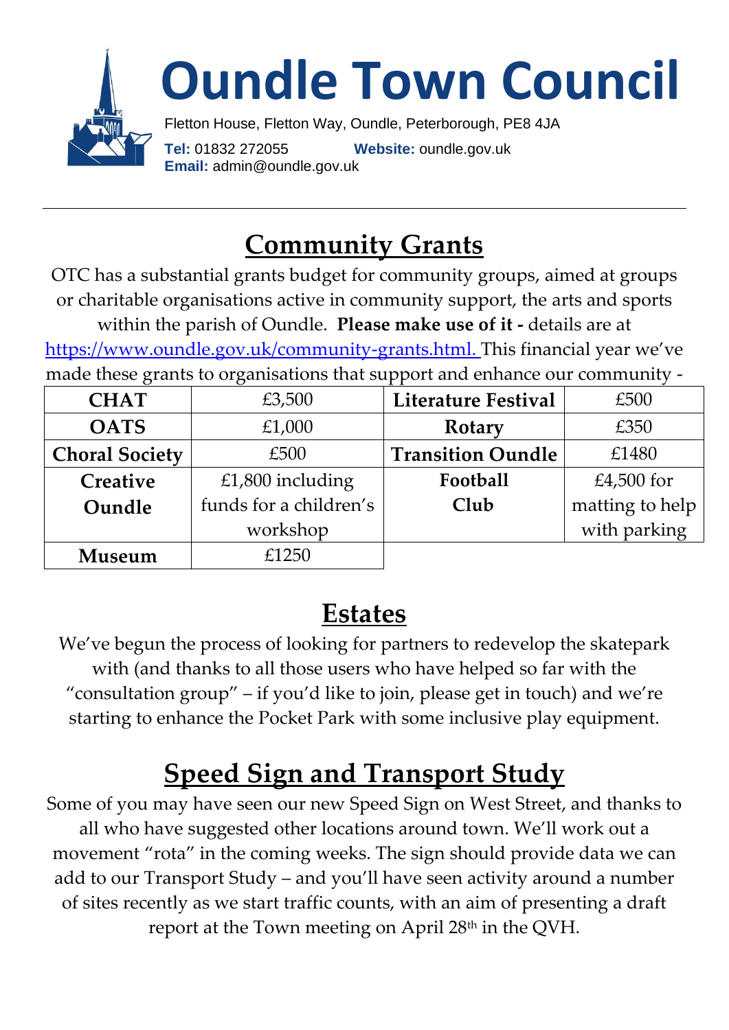# Oundle Town Council

Fletton House, Fletton Way, Oundle, Peterborough, PE8 4JA

**Tel:** 01832 272055 **Website:** oundle.gov.uk

**Email:** admin@oundle.gov.uk

---

## Community Grants

OTC has a substantial grants budget for community groups, aimed at groups or charitable organisations active in community support, the arts and sports within the parish of Oundle. **Please make use of it -** details are at https://www.oundle.gov.uk/community-grants.html. This financial year we've made these grants to organisations that support and enhance our community -

| **CHAT** | £3,500 | **Literature Festival** | £500 |
|---|---|---|---|
| **OATS** | £1,000 | **Rotary** | £350 |
| **Choral Society** | £500 | **Transition Oundle** | £1480 |
| **Creative Oundle** | £1,800 including funds for a children's workshop | **Football Club** | £4,500 for matting to help with parking |
| **Museum** | £1250 | | |

## Estates

We've begun the process of looking for partners to redevelop the skatepark with (and thanks to all those users who have helped so far with the "consultation group" – if you'd like to join, please get in touch) and we're starting to enhance the Pocket Park with some inclusive play equipment.

## Speed Sign and Transport Study

Some of you may have seen our new Speed Sign on West Street, and thanks to all who have suggested other locations around town. We'll work out a movement "rota" in the coming weeks. The sign should provide data we can add to our Transport Study – and you'll have seen activity around a number of sites recently as we start traffic counts, with an aim of presenting a draft report at the Town meeting on April 28th in the QVH.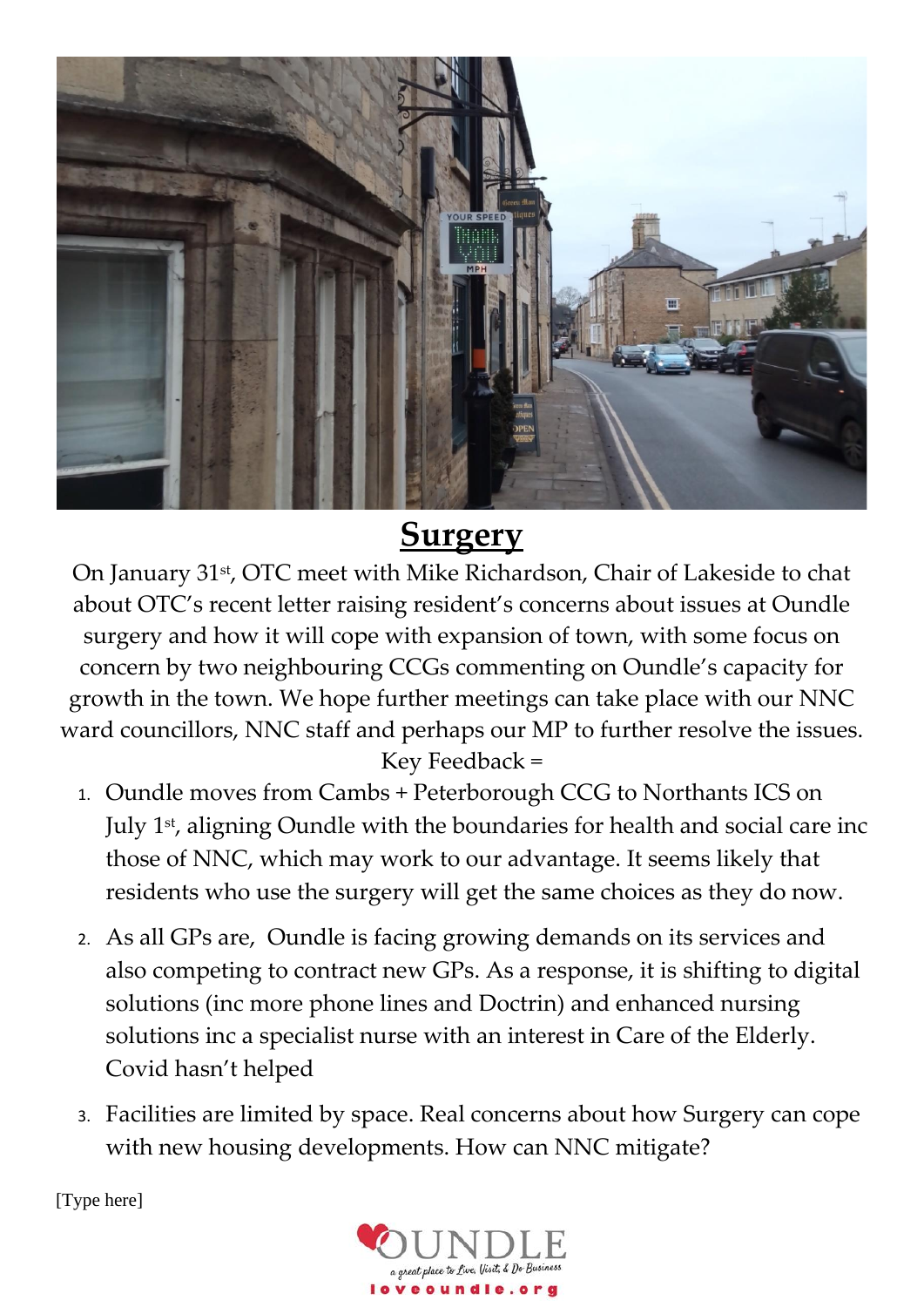## Surgery

On January 31st, OTC meet with Mike Richardson, Chair of Lakeside to chat about OTC's recent letter raising resident's concerns about issues at Oundle surgery and how it will cope with expansion of town, with some focus on concern by two neighbouring CCGs commenting on Oundle's capacity for growth in the town. We hope further meetings can take place with our NNC ward councillors, NNC staff and perhaps our MP to further resolve the issues.

Key Feedback =

1. Oundle moves from Cambs + Peterborough CCG to Northants ICS on July 1st, aligning Oundle with the boundaries for health and social care inc those of NNC, which may work to our advantage. It seems likely that residents who use the surgery will get the same choices as they do now.
2. As all GPs are, Oundle is facing growing demands on its services and also competing to contract new GPs. As a response, it is shifting to digital solutions (inc more phone lines and Doctrin) and enhanced nursing solutions inc a specialist nurse with an interest in Care of the Elderly. Covid hasn't helped
3. Facilities are limited by space. Real concerns about how Surgery can cope with new housing developments. How can NNC mitigate?

[Type here]

OUNDLE
a great place to Live, Visit, & Do Business
loveoundle.org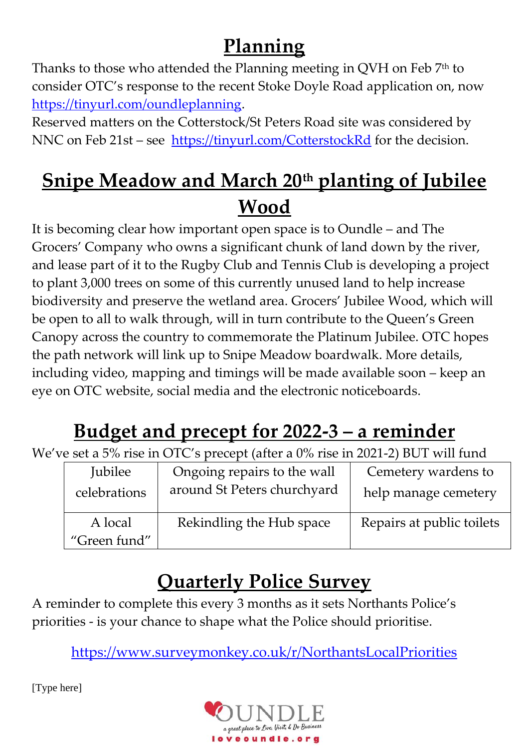## Planning

Thanks to those who attended the Planning meeting in QVH on Feb 7th to consider OTC's response to the recent Stoke Doyle Road application on, now https://tinyurl.com/oundleplanning.

Reserved matters on the Cotterstock/St Peters Road site was considered by NNC on Feb 21st – see https://tinyurl.com/CotterstockRd for the decision.

## Snipe Meadow and March 20th planting of Jubilee Wood

It is becoming clear how important open space is to Oundle – and The Grocers' Company who owns a significant chunk of land down by the river, and lease part of it to the Rugby Club and Tennis Club is developing a project to plant 3,000 trees on some of this currently unused land to help increase biodiversity and preserve the wetland area. Grocers' Jubilee Wood, which will be open to all to walk through, will in turn contribute to the Queen's Green Canopy across the country to commemorate the Platinum Jubilee. OTC hopes the path network will link up to Snipe Meadow boardwalk. More details, including video, mapping and timings will be made available soon – keep an eye on OTC website, social media and the electronic noticeboards.

## Budget and precept for 2022-3 – a reminder

We've set a 5% rise in OTC's precept (after a 0% rise in 2021-2) BUT will fund

| | | |
|---|---|---|
| Jubilee celebrations | Ongoing repairs to the wall around St Peters churchyard | Cemetery wardens to help manage cemetery |
| A local "Green fund" | Rekindling the Hub space | Repairs at public toilets |

## Quarterly Police Survey

A reminder to complete this every 3 months as it sets Northants Police's priorities - is your chance to shape what the Police should prioritise.

https://www.surveymonkey.co.uk/r/NorthantsLocalPriorities

[Type here]

OUNDLE
a great place to Live, Visit, & Do Business
loveoundle.org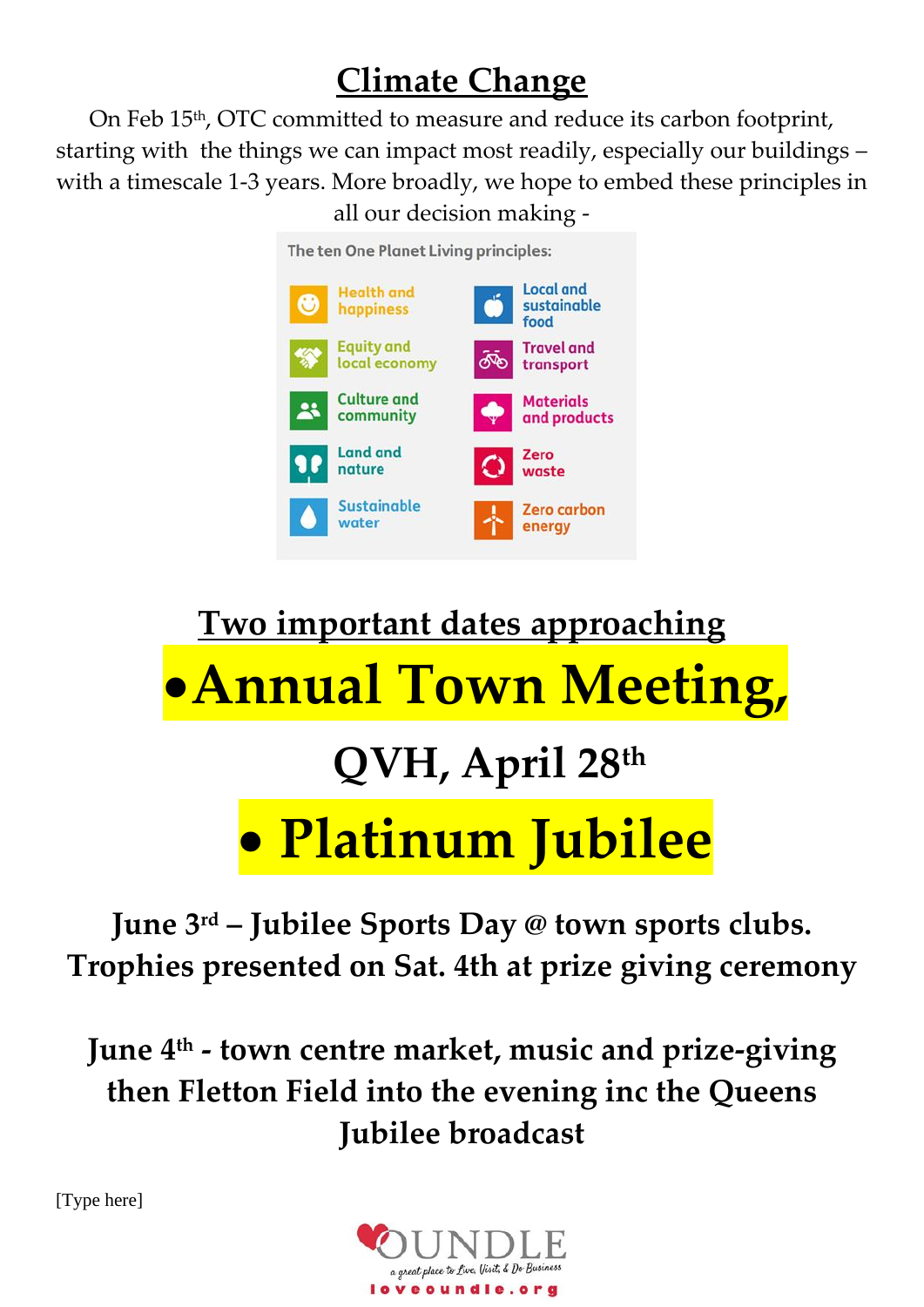## Climate Change

On Feb 15th, OTC committed to measure and reduce its carbon footprint, starting with the things we can impact most readily, especially our buildings – with a timescale 1-3 years. More broadly, we hope to embed these principles in all our decision making -

The ten One Planet Living principles:

- Health and happiness
- Equity and local economy
- Culture and community
- Land and nature
- Sustainable water
- Local and sustainable food
- Travel and transport
- Materials and products
- Zero waste
- Zero carbon energy

## Two important dates approaching

# • Annual Town Meeting,

## QVH, April 28th

# • Platinum Jubilee

**June 3rd – Jubilee Sports Day @ town sports clubs. Trophies presented on Sat. 4th at prize giving ceremony**

**June 4th - town centre market, music and prize-giving then Fletton Field into the evening inc the Queens Jubilee broadcast**

[Type here]

OUNDLE
a great place to Live, Visit, & Do Business
loveoundle.org